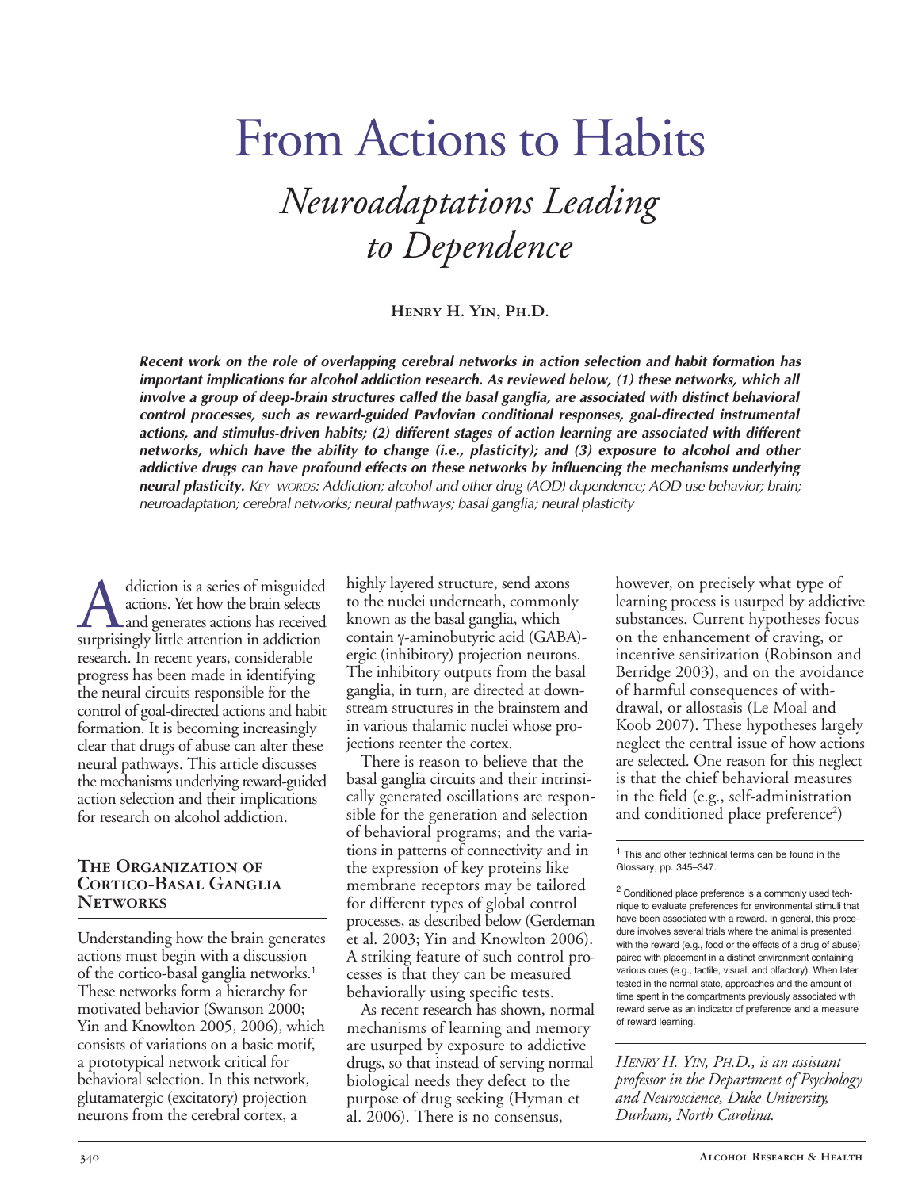# From Actions to Habits

## *Neuroadaptations Leading to Dependence*

**Henry H. Yin, Ph.D.**

***Recent work on the role of overlapping cerebral networks in action selection and habit formation has important implications for alcohol addiction research. As reviewed below, (1) these networks, which all involve a group of deep-brain structures called the basal ganglia, are associated with distinct behavioral control processes, such as reward-guided Pavlovian conditional responses, goal-directed instrumental actions, and stimulus-driven habits; (2) different stages of action learning are associated with different networks, which have the ability to change (i.e., plasticity); and (3) exposure to alcohol and other addictive drugs can have profound effects on these networks by influencing the mechanisms underlying neural plasticity.*** *Key words: Addiction; alcohol and other drug (AOD) dependence; AOD use behavior; brain; neuroadaptation; cerebral networks; neural pathways; basal ganglia; neural plasticity*

Addiction is a series of misguided actions. Yet how the brain selects and generates actions has received surprisingly little attention in addiction research. In recent years, considerable progress has been made in identifying the neural circuits responsible for the control of goal-directed actions and habit formation. It is becoming increasingly clear that drugs of abuse can alter these neural pathways. This article discusses the mechanisms underlying reward-guided action selection and their implications for research on alcohol addiction.

### The Organization of Cortico-Basal Ganglia Networks

Understanding how the brain generates actions must begin with a discussion of the cortico-basal ganglia networks.[1] These networks form a hierarchy for motivated behavior (Swanson 2000; Yin and Knowlton 2005, 2006), which consists of variations on a basic motif, a prototypical network critical for behavioral selection. In this network, glutamatergic (excitatory) projection neurons from the cerebral cortex, a highly layered structure, send axons to the nuclei underneath, commonly known as the basal ganglia, which contain γ-aminobutyric acid (GABA)-ergic (inhibitory) projection neurons. The inhibitory outputs from the basal ganglia, in turn, are directed at downstream structures in the brainstem and in various thalamic nuclei whose projections reenter the cortex.

There is reason to believe that the basal ganglia circuits and their intrinsically generated oscillations are responsible for the generation and selection of behavioral programs; and the variations in patterns of connectivity and in the expression of key proteins like membrane receptors may be tailored for different types of global control processes, as described below (Gerdeman et al. 2003; Yin and Knowlton 2006). A striking feature of such control processes is that they can be measured behaviorally using specific tests.

As recent research has shown, normal mechanisms of learning and memory are usurped by exposure to addictive drugs, so that instead of serving normal biological needs they defect to the purpose of drug seeking (Hyman et al. 2006). There is no consensus, however, on precisely what type of learning process is usurped by addictive substances. Current hypotheses focus on the enhancement of craving, or incentive sensitization (Robinson and Berridge 2003), and on the avoidance of harmful consequences of withdrawal, or allostasis (Le Moal and Koob 2007). These hypotheses largely neglect the central issue of how actions are selected. One reason for this neglect is that the chief behavioral measures in the field (e.g., self-administration and conditioned place preference[2])

---

[1] This and other technical terms can be found in the Glossary, pp. 345–347.

[2] Conditioned place preference is a commonly used technique to evaluate preferences for environmental stimuli that have been associated with a reward. In general, this procedure involves several trials where the animal is presented with the reward (e.g., food or the effects of a drug of abuse) paired with placement in a distinct environment containing various cues (e.g., tactile, visual, and olfactory). When later tested in the normal state, approaches and the amount of time spent in the compartments previously associated with reward serve as an indicator of preference and a measure of reward learning.

*Henry H. Yin, Ph.D., is an assistant professor in the Department of Psychology and Neuroscience, Duke University, Durham, North Carolina.*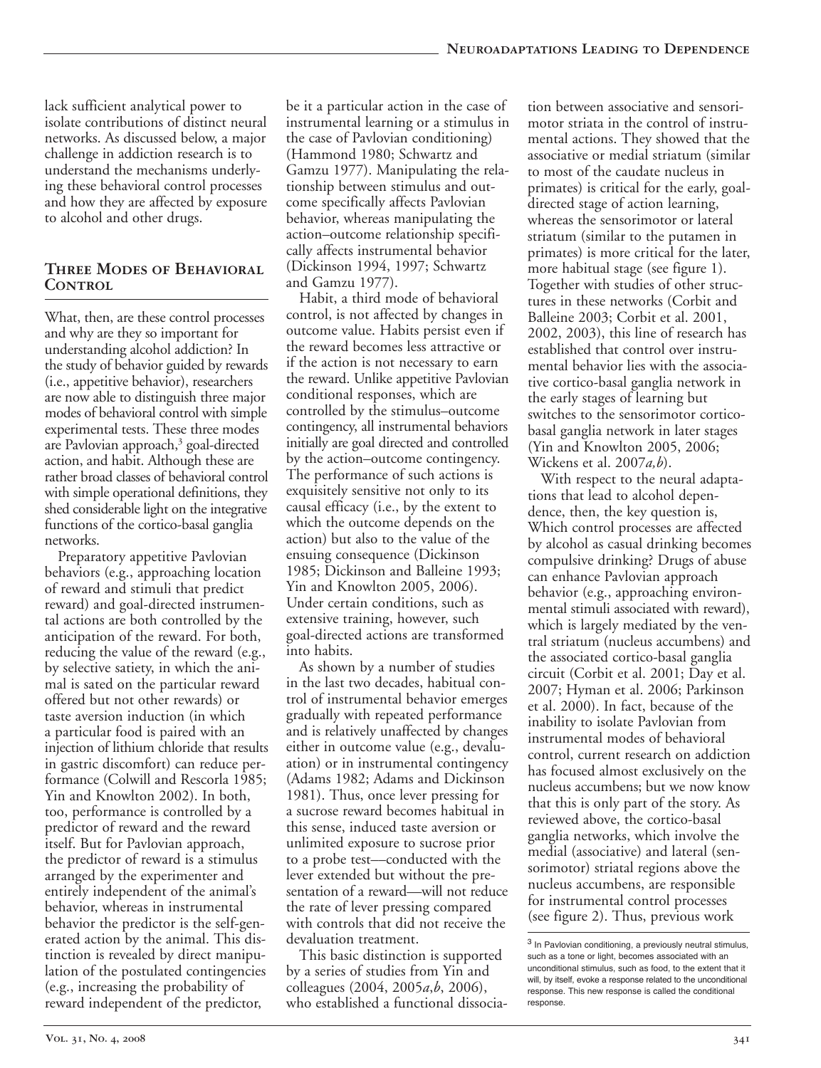lack sufficient analytical power to isolate contributions of distinct neural networks. As discussed below, a major challenge in addiction research is to understand the mechanisms underlying these behavioral control processes and how they are affected by exposure to alcohol and other drugs.

## Three Modes of Behavioral Control

What, then, are these control processes and why are they so important for understanding alcohol addiction? In the study of behavior guided by rewards (i.e., appetitive behavior), researchers are now able to distinguish three major modes of behavioral control with simple experimental tests. These three modes are Pavlovian approach,[3] goal-directed action, and habit. Although these are rather broad classes of behavioral control with simple operational definitions, they shed considerable light on the integrative functions of the cortico-basal ganglia networks.

Preparatory appetitive Pavlovian behaviors (e.g., approaching location of reward and stimuli that predict reward) and goal-directed instrumental actions are both controlled by the anticipation of the reward. For both, reducing the value of the reward (e.g., by selective satiety, in which the animal is sated on the particular reward offered but not other rewards) or taste aversion induction (in which a particular food is paired with an injection of lithium chloride that results in gastric discomfort) can reduce performance (Colwill and Rescorla 1985; Yin and Knowlton 2002). In both, too, performance is controlled by a predictor of reward and the reward itself. But for Pavlovian approach, the predictor of reward is a stimulus arranged by the experimenter and entirely independent of the animal's behavior, whereas in instrumental behavior the predictor is the self-generated action by the animal. This distinction is revealed by direct manipulation of the postulated contingencies (e.g., increasing the probability of reward independent of the predictor, be it a particular action in the case of instrumental learning or a stimulus in the case of Pavlovian conditioning) (Hammond 1980; Schwartz and Gamzu 1977). Manipulating the relationship between stimulus and outcome specifically affects Pavlovian behavior, whereas manipulating the action–outcome relationship specifically affects instrumental behavior (Dickinson 1994, 1997; Schwartz and Gamzu 1977).

Habit, a third mode of behavioral control, is not affected by changes in outcome value. Habits persist even if the reward becomes less attractive or if the action is not necessary to earn the reward. Unlike appetitive Pavlovian conditional responses, which are controlled by the stimulus–outcome contingency, all instrumental behaviors initially are goal directed and controlled by the action–outcome contingency. The performance of such actions is exquisitely sensitive not only to its causal efficacy (i.e., by the extent to which the outcome depends on the action) but also to the value of the ensuing consequence (Dickinson 1985; Dickinson and Balleine 1993; Yin and Knowlton 2005, 2006). Under certain conditions, such as extensive training, however, such goal-directed actions are transformed into habits.

As shown by a number of studies in the last two decades, habitual control of instrumental behavior emerges gradually with repeated performance and is relatively unaffected by changes either in outcome value (e.g., devaluation) or in instrumental contingency (Adams 1982; Adams and Dickinson 1981). Thus, once lever pressing for a sucrose reward becomes habitual in this sense, induced taste aversion or unlimited exposure to sucrose prior to a probe test—conducted with the lever extended but without the presentation of a reward—will not reduce the rate of lever pressing compared with controls that did not receive the devaluation treatment.

This basic distinction is supported by a series of studies from Yin and colleagues (2004, 2005*a*,*b*, 2006), who established a functional dissociation between associative and sensorimotor striata in the control of instrumental actions. They showed that the associative or medial striatum (similar to most of the caudate nucleus in primates) is critical for the early, goal-directed stage of action learning, whereas the sensorimotor or lateral striatum (similar to the putamen in primates) is more critical for the later, more habitual stage (see figure 1). Together with studies of other structures in these networks (Corbit and Balleine 2003; Corbit et al. 2001, 2002, 2003), this line of research has established that control over instrumental behavior lies with the associative cortico-basal ganglia network in the early stages of learning but switches to the sensorimotor cortico-basal ganglia network in later stages (Yin and Knowlton 2005, 2006; Wickens et al. 2007*a,b*).

With respect to the neural adaptations that lead to alcohol dependence, then, the key question is, Which control processes are affected by alcohol as casual drinking becomes compulsive drinking? Drugs of abuse can enhance Pavlovian approach behavior (e.g., approaching environmental stimuli associated with reward), which is largely mediated by the ventral striatum (nucleus accumbens) and the associated cortico-basal ganglia circuit (Corbit et al. 2001; Day et al. 2007; Hyman et al. 2006; Parkinson et al. 2000). In fact, because of the inability to isolate Pavlovian from instrumental modes of behavioral control, current research on addiction has focused almost exclusively on the nucleus accumbens; but we now know that this is only part of the story. As reviewed above, the cortico-basal ganglia networks, which involve the medial (associative) and lateral (sensorimotor) striatal regions above the nucleus accumbens, are responsible for instrumental control processes (see figure 2). Thus, previous work

[3] In Pavlovian conditioning, a previously neutral stimulus, such as a tone or light, becomes associated with an unconditional stimulus, such as food, to the extent that it will, by itself, evoke a response related to the unconditional response. This new response is called the conditional response.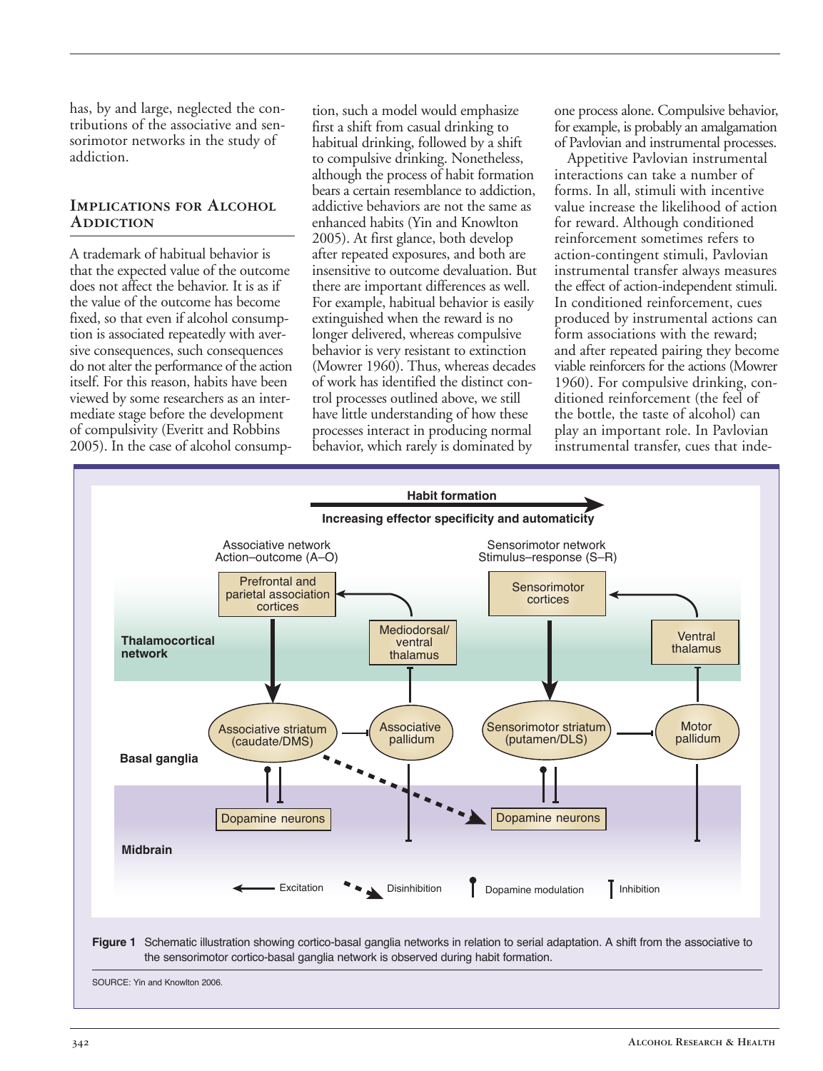has, by and large, neglected the contributions of the associative and sensorimotor networks in the study of addiction.

## Implications for Alcohol Addiction

A trademark of habitual behavior is that the expected value of the outcome does not affect the behavior. It is as if the value of the outcome has become fixed, so that even if alcohol consumption is associated repeatedly with aversive consequences, such consequences do not alter the performance of the action itself. For this reason, habits have been viewed by some researchers as an intermediate stage before the development of compulsivity (Everitt and Robbins 2005). In the case of alcohol consumption, such a model would emphasize first a shift from casual drinking to habitual drinking, followed by a shift to compulsive drinking. Nonetheless, although the process of habit formation bears a certain resemblance to addiction, addictive behaviors are not the same as enhanced habits (Yin and Knowlton 2005). At first glance, both develop after repeated exposures, and both are insensitive to outcome devaluation. But there are important differences as well. For example, habitual behavior is easily extinguished when the reward is no longer delivered, whereas compulsive behavior is very resistant to extinction (Mowrer 1960). Thus, whereas decades of work has identified the distinct control processes outlined above, we still have little understanding of how these processes interact in producing normal behavior, which rarely is dominated by one process alone. Compulsive behavior, for example, is probably an amalgamation of Pavlovian and instrumental processes.

Appetitive Pavlovian instrumental interactions can take a number of forms. In all, stimuli with incentive value increase the likelihood of action for reward. Although conditioned reinforcement sometimes refers to action-contingent stimuli, Pavlovian instrumental transfer always measures the effect of action-independent stimuli. In conditioned reinforcement, cues produced by instrumental actions can form associations with the reward; and after repeated pairing they become viable reinforcers for the actions (Mowrer 1960). For compulsive drinking, conditioned reinforcement (the feel of the bottle, the taste of alcohol) can play an important role. In Pavlovian instrumental transfer, cues that inde-

**Figure 1** Schematic illustration showing cortico-basal ganglia networks in relation to serial adaptation. A shift from the associative to the sensorimotor cortico-basal ganglia network is observed during habit formation.

SOURCE: Yin and Knowlton 2006.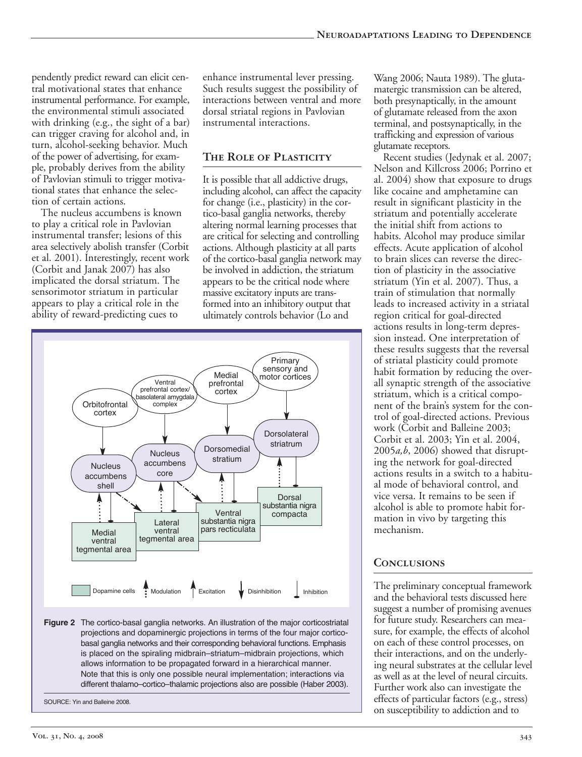pendently predict reward can elicit central motivational states that enhance instrumental performance. For example, the environmental stimuli associated with drinking (e.g., the sight of a bar) can trigger craving for alcohol and, in turn, alcohol-seeking behavior. Much of the power of advertising, for example, probably derives from the ability of Pavlovian stimuli to trigger motivational states that enhance the selection of certain actions.

The nucleus accumbens is known to play a critical role in Pavlovian instrumental transfer; lesions of this area selectively abolish transfer (Corbit et al. 2001). Interestingly, recent work (Corbit and Janak 2007) has also implicated the dorsal striatum. The sensorimotor striatum in particular appears to play a critical role in the ability of reward-predicting cues to enhance instrumental lever pressing. Such results suggest the possibility of interactions between ventral and more dorsal striatal regions in Pavlovian instrumental interactions.

## The Role of Plasticity

It is possible that all addictive drugs, including alcohol, can affect the capacity for change (i.e., plasticity) in the cortico-basal ganglia networks, thereby altering normal learning processes that are critical for selecting and controlling actions. Although plasticity at all parts of the cortico-basal ganglia network may be involved in addiction, the striatum appears to be the critical node where massive excitatory inputs are transformed into an inhibitory output that ultimately controls behavior (Lo and Wang 2006; Nauta 1989). The glutamatergic transmission can be altered, both presynaptically, in the amount of glutamate released from the axon terminal, and postsynaptically, in the trafficking and expression of various glutamate receptors.

Recent studies (Jedynak et al. 2007; Nelson and Killcross 2006; Porrino et al. 2004) show that exposure to drugs like cocaine and amphetamine can result in significant plasticity in the striatum and potentially accelerate the initial shift from actions to habits. Alcohol may produce similar effects. Acute application of alcohol to brain slices can reverse the direction of plasticity in the associative striatum (Yin et al. 2007). Thus, a train of stimulation that normally leads to increased activity in a striatal region critical for goal-directed actions results in long-term depression instead. One interpretation of these results suggests that the reversal of striatal plasticity could promote habit formation by reducing the overall synaptic strength of the associative striatum, which is a critical component of the brain's system for the control of goal-directed actions. Previous work (Corbit and Balleine 2003; Corbit et al. 2003; Yin et al. 2004, 2005*a*,*b*, 2006) showed that disrupting the network for goal-directed actions results in a switch to a habitual mode of behavioral control, and vice versa. It remains to be seen if alcohol is able to promote habit formation in vivo by targeting this mechanism.

**Figure 2** The cortico-basal ganglia networks. An illustration of the major corticostriatal projections and dopaminergic projections in terms of the four major cortico-basal ganglia networks and their corresponding behavioral functions. Emphasis is placed on the spiraling midbrain–striatum–midbrain projections, which allows information to be propagated forward in a hierarchical manner. Note that this is only one possible neural implementation; interactions via different thalamo–cortico–thalamic projections also are possible (Haber 2003).

SOURCE: Yin and Balleine 2008.

## Conclusions

The preliminary conceptual framework and the behavioral tests discussed here suggest a number of promising avenues for future study. Researchers can measure, for example, the effects of alcohol on each of these control processes, on their interactions, and on the underlying neural substrates at the cellular level as well as at the level of neural circuits. Further work also can investigate the effects of particular factors (e.g., stress) on susceptibility to addiction and to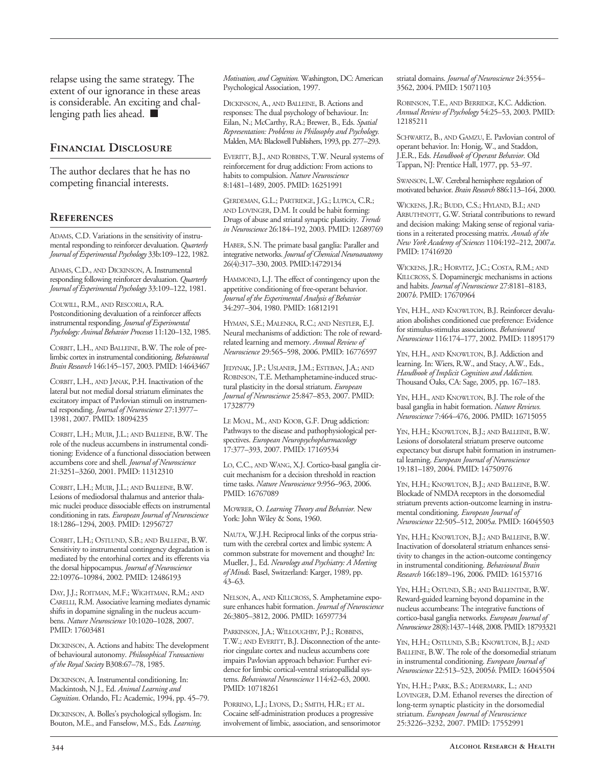relapse using the same strategy. The extent of our ignorance in these areas is considerable. An exciting and challenging path lies ahead. ■

## Financial Disclosure

The author declares that he has no competing financial interests.

## References

Adams, C.D. Variations in the sensitivity of instrumental responding to reinforcer devaluation. *Quarterly Journal of Experimental Psychology* 33b:109–122, 1982.

Adams, C.D., and Dickinson, A. Instrumental responding following reinforcer devaluation. *Quarterly Journal of Experimental Psychology* 33:109–122, 1981.

Colwill, R.M., and Rescorla, R.A. Postconditioning devaluation of a reinforcer affects instrumental responding. *Journal of Experimental Psychology: Animal Behavior Processes* 11:120–132, 1985.

Corbit, L.H., and Balleine, B.W. The role of prelimbic cortex in instrumental conditioning. *Behavioural Brain Research* 146:145–157, 2003. PMID: 14643467

Corbit, L.H., and Janak, P.H. Inactivation of the lateral but not medial dorsal striatum eliminates the excitatory impact of Pavlovian stimuli on instrumental responding. *Journal of Neuroscience* 27:13977–13981, 2007. PMID: 18094235

Corbit, L.H.; Muir, J.L.; and Balleine, B.W. The role of the nucleus accumbens in instrumental conditioning: Evidence of a functional dissociation between accumbens core and shell. *Journal of Neuroscience* 21:3251–3260, 2001. PMID: 11312310

Corbit, L.H.; Muir, J.L.; and Balleine, B.W. Lesions of mediodorsal thalamus and anterior thalamic nuclei produce dissociable effects on instrumental conditioning in rats. *European Journal of Neuroscience* 18:1286–1294, 2003. PMID: 12956727

Corbit, L.H.; Ostlund, S.B.; and Balleine, B.W. Sensitivity to instrumental contingency degradation is mediated by the entorhinal cortex and its efferents via the dorsal hippocampus. *Journal of Neuroscience* 22:10976–10984, 2002. PMID: 12486193

Day, J.J.; Roitman, M.F.; Wightman, R.M.; and Carelli, R.M. Associative learning mediates dynamic shifts in dopamine signaling in the nucleus accumbens. *Nature Neuroscience* 10:1020–1028, 2007. PMID: 17603481

Dickinson, A. Actions and habits: The development of behavioural autonomy. *Philosophical Transactions of the Royal Society* B308:67–78, 1985.

Dickinson, A. Instrumental conditioning. In: Mackintosh, N.J., Ed. *Animal Learning and Cognition*. Orlando, FL: Academic, 1994, pp. 45–79.

Dickinson, A. Bolles's psychological syllogism. In: Bouton, M.E., and Fanselow, M.S., Eds. *Learning, Motivation, and Cognition.* Washington, DC: American Psychological Association, 1997.

Dickinson, A., and Balleine, B. Actions and responses: The dual psychology of behaviour. In: Eilan, N.; McCarthy, R.A.; Brewer, B., Eds. *Spatial Representation: Problems in Philosophy and Psychology.* Malden, MA: Blackwell Publishers, 1993, pp. 277–293.

Everitt, B.J., and Robbins, T.W. Neural systems of reinforcement for drug addiction: From actions to habits to compulsion. *Nature Neuroscience* 8:1481–1489, 2005. PMID: 16251991

Gerdeman, G.L.; Partridge, J.G.; Lupica, C.R.; and Lovinger, D.M. It could be habit forming: Drugs of abuse and striatal synaptic plasticity. *Trends in Neuroscience* 26:184–192, 2003. PMID: 12689769

Haber, S.N. The primate basal ganglia: Paraller and integrative networks. *Journal of Chemical Neuroanatomy* 26(4):317–330, 2003. PMID:14729134

Hammond, L.J. The effect of contingency upon the appetitive conditioning of free-operant behavior. *Journal of the Experimental Analysis of Behavior* 34:297–304, 1980. PMID: 16812191

Hyman, S.E.; Malenka, R.C.; and Nestler, E.J. Neural mechanisms of addiction: The role of reward-related learning and memory. *Annual Review of Neuroscience* 29:565–598, 2006. PMID: 16776597

Jedynak, J.P.; Uslaner, J.M.; Esteban, J.A.; and Robinson, T.E. Methamphetamine-induced structural plasticity in the dorsal striatum. *European Journal of Neuroscience* 25:847–853, 2007. PMID: 17328779

Le Moal, M., and Koob, G.F. Drug addiction: Pathways to the disease and pathophysiological perspectives. *European Neuropsychopharmacology* 17:377–393, 2007. PMID: 17169534

Lo, C.C., and Wang, X.J. Cortico-basal ganglia circuit mechanism for a decision threshold in reaction time tasks. *Nature Neuroscience* 9:956–963, 2006. PMID: 16767089

Mowrer, O. *Learning Theory and Behavior.* New York: John Wiley & Sons, 1960.

Nauta, W.J.H. Reciprocal links of the corpus striatum with the cerebral cortex and limbic system: A common substrate for movement and thought? In: Mueller, J., Ed. *Neurology and Psychiatry: A Meeting of Minds.* Basel, Switzerland: Karger, 1989, pp. 43–63.

Nelson, A., and Killcross, S. Amphetamine exposure enhances habit formation. *Journal of Neuroscience* 26:3805–3812, 2006. PMID: 16597734

Parkinson, J.A.; Willoughby, P.J.; Robbins, T.W.; and Everitt, B.J. Disconnection of the anterior cingulate cortex and nucleus accumbens core impairs Pavlovian approach behavior: Further evidence for limbic cortical-ventral striatopallidal systems. *Behavioural Neuroscience* 114:42–63, 2000. PMID: 10718261

Porrino, L.J.; Lyons, D.; Smith, H.R.; et al. Cocaine self-administration produces a progressive involvement of limbic, association, and sensorimotor striatal domains. *Journal of Neuroscience* 24:3554–3562, 2004. PMID: 15071103

Robinson, T.E., and Berridge, K.C. Addiction. *Annual Review of Psychology* 54:25–53, 2003. PMID: 12185211

Schwartz, B., and Gamzu, E. Pavlovian control of operant behavior. In: Honig, W., and Staddon, J.E.R., Eds. *Handbook of Operant Behavior.* Old Tappan, NJ: Prentice Hall, 1977, pp. 53–97.

Swanson, L.W. Cerebral hemisphere regulation of motivated behavior. *Brain Research* 886:113–164, 2000.

Wickens, J.R.; Budd, C.S.; Hyland, B.I.; and Arbuthnott, G.W. Striatal contributions to reward and decision making: Making sense of regional variations in a reiterated processing matrix. *Annals of the New York Academy of Sciences* 1104:192–212, 2007*a*. PMID: 17416920

Wickens, J.R.; Horvitz, J.C.; Costa, R.M.; and Killcross, S. Dopaminergic mechanisms in actions and habits. *Journal of Neuroscience* 27:8181–8183, 2007*b*. PMID: 17670964

Yin, H.H., and Knowlton, B.J. Reinforcer devaluation abolishes conditioned cue preference: Evidence for stimulus-stimulus associations. *Behavioural Neuroscience* 116:174–177, 2002. PMID: 11895179

Yin, H.H., and Knowlton, B.J. Addiction and learning. In: Wiers, R.W., and Stacy, A.W., Eds., *Handbook of Implicit Cognition and Addiction.* Thousand Oaks, CA: Sage, 2005, pp. 167–183.

Yin, H.H., and Knowlton, B.J. The role of the basal ganglia in habit formation. *Nature Reviews. Neuroscience* 7:464–476, 2006. PMID: 16715055

Yin, H.H.; Knowlton, B.J.; and Balleine, B.W. Lesions of dorsolateral striatum preserve outcome expectancy but disrupt habit formation in instrumental learning. *European Journal of Neuroscience* 19:181–189, 2004. PMID: 14750976

Yin, H.H.; Knowlton, B.J.; and Balleine, B.W. Blockade of NMDA receptors in the dorsomedial striatum prevents action-outcome learning in instrumental conditioning. *European Journal of Neuroscience* 22:505–512, 2005*a*. PMID: 16045503

Yin, H.H.; Knowlton, B.J.; and Balleine, B.W. Inactivation of dorsolateral striatum enhances sensitivity to changes in the action-outcome contingency in instrumental conditioning. *Behavioural Brain Research* 166:189–196, 2006. PMID: 16153716

Yin, H.H.; Ostund, S.B.; and Ballentine, B.W. Reward-guided learning beyond dopamine in the nucleus accumbeans: The integrative functions of cortico-basal ganglia networks. *European Journal of Neuroscience* 28(8):1437–1448, 2008. PMID: 18793321

Yin, H.H.; Ostlund, S.B.; Knowlton, B.J.; and Balleine, B.W. The role of the dorsomedial striatum in instrumental conditioning. *European Journal of Neuroscience* 22:513–523, 2005*b*. PMID: 16045504

Yin, H.H.; Park, B.S.; Adermark, L.; and Lovinger, D.M. Ethanol reverses the direction of long-term synaptic plasticity in the dorsomedial striatum. *European Journal of Neuroscience* 25:3226–3232, 2007. PMID: 17552991